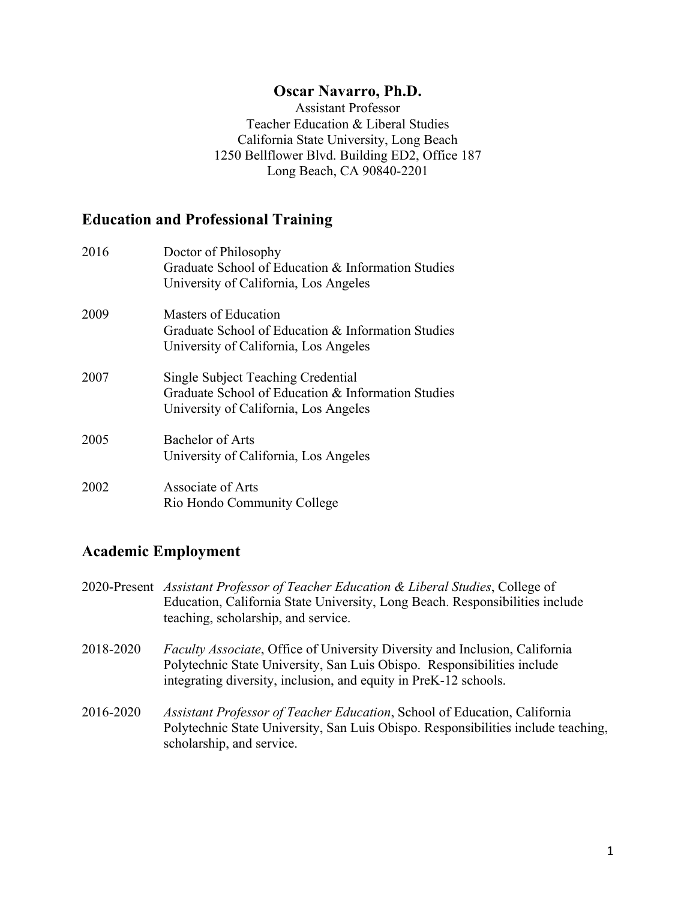# Oscar Navarro, Ph.D.

Assistant Professor
Teacher Education & Liberal Studies
California State University, Long Beach
1250 Bellflower Blvd. Building ED2, Office 187
Long Beach, CA 90840-2201

## Education and Professional Training

2016 Doctor of Philosophy
Graduate School of Education & Information Studies
University of California, Los Angeles

2009 Masters of Education
Graduate School of Education & Information Studies
University of California, Los Angeles

2007 Single Subject Teaching Credential
Graduate School of Education & Information Studies
University of California, Los Angeles

2005 Bachelor of Arts
University of California, Los Angeles

2002 Associate of Arts
Rio Hondo Community College

## Academic Employment

2020-Present *Assistant Professor of Teacher Education & Liberal Studies*, College of Education, California State University, Long Beach. Responsibilities include teaching, scholarship, and service.

2018-2020 *Faculty Associate*, Office of University Diversity and Inclusion, California Polytechnic State University, San Luis Obispo. Responsibilities include integrating diversity, inclusion, and equity in PreK-12 schools.

2016-2020 *Assistant Professor of Teacher Education*, School of Education, California Polytechnic State University, San Luis Obispo. Responsibilities include teaching, scholarship, and service.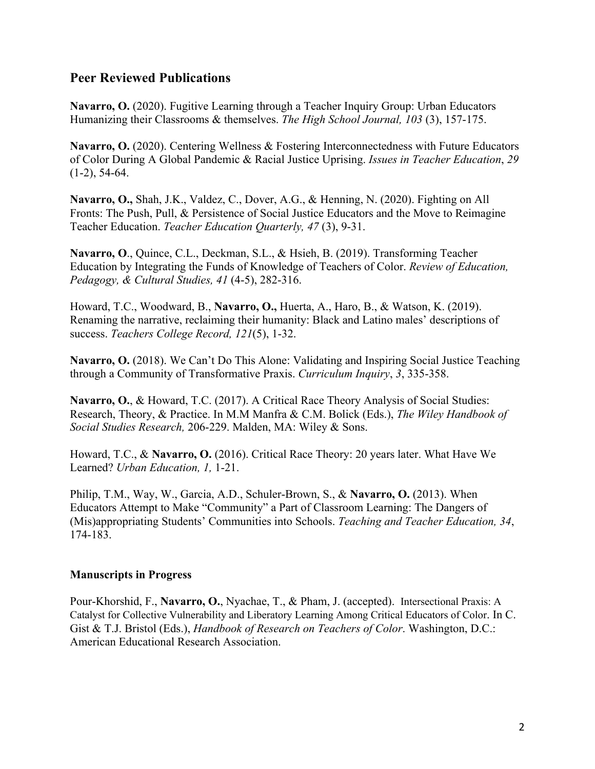## Peer Reviewed Publications

**Navarro, O.** (2020). Fugitive Learning through a Teacher Inquiry Group: Urban Educators Humanizing their Classrooms & themselves. *The High School Journal, 103* (3), 157-175.

**Navarro, O.** (2020). Centering Wellness & Fostering Interconnectedness with Future Educators of Color During A Global Pandemic & Racial Justice Uprising. *Issues in Teacher Education*, *29* (1-2), 54-64.

**Navarro, O.,** Shah, J.K., Valdez, C., Dover, A.G., & Henning, N. (2020). Fighting on All Fronts: The Push, Pull, & Persistence of Social Justice Educators and the Move to Reimagine Teacher Education. *Teacher Education Quarterly, 47* (3), 9-31.

**Navarro, O**., Quince, C.L., Deckman, S.L., & Hsieh, B. (2019). Transforming Teacher Education by Integrating the Funds of Knowledge of Teachers of Color. *Review of Education, Pedagogy, & Cultural Studies, 41* (4-5), 282-316.

Howard, T.C., Woodward, B., **Navarro, O.,** Huerta, A., Haro, B., & Watson, K. (2019). Renaming the narrative, reclaiming their humanity: Black and Latino males' descriptions of success. *Teachers College Record, 121*(5), 1-32.

**Navarro, O.** (2018). We Can't Do This Alone: Validating and Inspiring Social Justice Teaching through a Community of Transformative Praxis. *Curriculum Inquiry*, *3*, 335-358.

**Navarro, O.**, & Howard, T.C. (2017). A Critical Race Theory Analysis of Social Studies: Research, Theory, & Practice. In M.M Manfra & C.M. Bolick (Eds.), *The Wiley Handbook of Social Studies Research,* 206-229. Malden, MA: Wiley & Sons.

Howard, T.C., & **Navarro, O.** (2016). Critical Race Theory: 20 years later. What Have We Learned? *Urban Education, 1,* 1-21.

Philip, T.M., Way, W., Garcia, A.D., Schuler-Brown, S., & **Navarro, O.** (2013). When Educators Attempt to Make "Community" a Part of Classroom Learning: The Dangers of (Mis)appropriating Students' Communities into Schools. *Teaching and Teacher Education, 34*, 174-183.

### Manuscripts in Progress

Pour-Khorshid, F., **Navarro, O.**, Nyachae, T., & Pham, J. (accepted). Intersectional Praxis: A Catalyst for Collective Vulnerability and Liberatory Learning Among Critical Educators of Color. In C. Gist & T.J. Bristol (Eds.), *Handbook of Research on Teachers of Color*. Washington, D.C.: American Educational Research Association.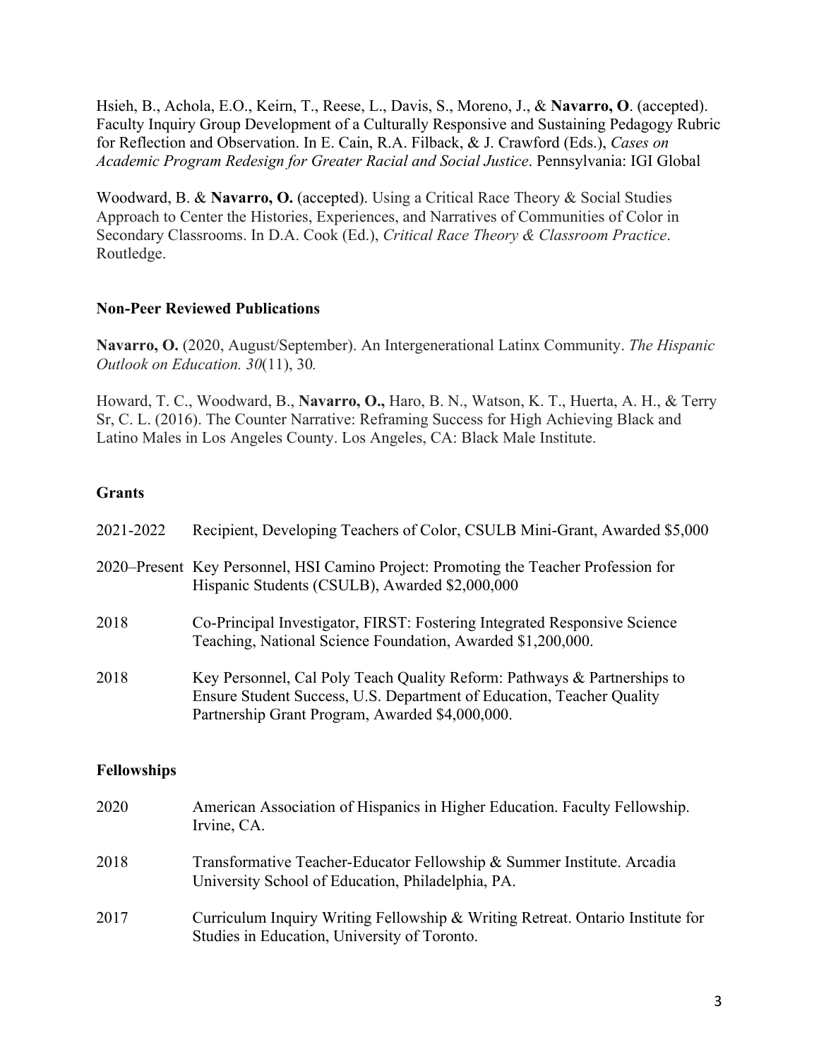Hsieh, B., Achola, E.O., Keirn, T., Reese, L., Davis, S., Moreno, J., & **Navarro, O**. (accepted). Faculty Inquiry Group Development of a Culturally Responsive and Sustaining Pedagogy Rubric for Reflection and Observation. In E. Cain, R.A. Filback, & J. Crawford (Eds.), *Cases on Academic Program Redesign for Greater Racial and Social Justice*. Pennsylvania: IGI Global

Woodward, B. & **Navarro, O.** (accepted). Using a Critical Race Theory & Social Studies Approach to Center the Histories, Experiences, and Narratives of Communities of Color in Secondary Classrooms. In D.A. Cook (Ed.), *Critical Race Theory & Classroom Practice*. Routledge.

**Non-Peer Reviewed Publications**

**Navarro, O.** (2020, August/September). An Intergenerational Latinx Community. *The Hispanic Outlook on Education. 30*(11), 30*.*

Howard, T. C., Woodward, B., **Navarro, O.,** Haro, B. N., Watson, K. T., Huerta, A. H., & Terry Sr, C. L. (2016). The Counter Narrative: Reframing Success for High Achieving Black and Latino Males in Los Angeles County. Los Angeles, CA: Black Male Institute.

**Grants**

2021-2022 Recipient, Developing Teachers of Color, CSULB Mini-Grant, Awarded $5,000

2020–Present Key Personnel, HSI Camino Project: Promoting the Teacher Profession for Hispanic Students (CSULB), Awarded $2,000,000

2018 Co-Principal Investigator, FIRST: Fostering Integrated Responsive Science Teaching, National Science Foundation, Awarded $1,200,000.

2018 Key Personnel, Cal Poly Teach Quality Reform: Pathways & Partnerships to Ensure Student Success, U.S. Department of Education, Teacher Quality Partnership Grant Program, Awarded $4,000,000.

**Fellowships**

2020 American Association of Hispanics in Higher Education. Faculty Fellowship. Irvine, CA.

2018 Transformative Teacher-Educator Fellowship & Summer Institute. Arcadia University School of Education, Philadelphia, PA.

2017 Curriculum Inquiry Writing Fellowship & Writing Retreat. Ontario Institute for Studies in Education, University of Toronto.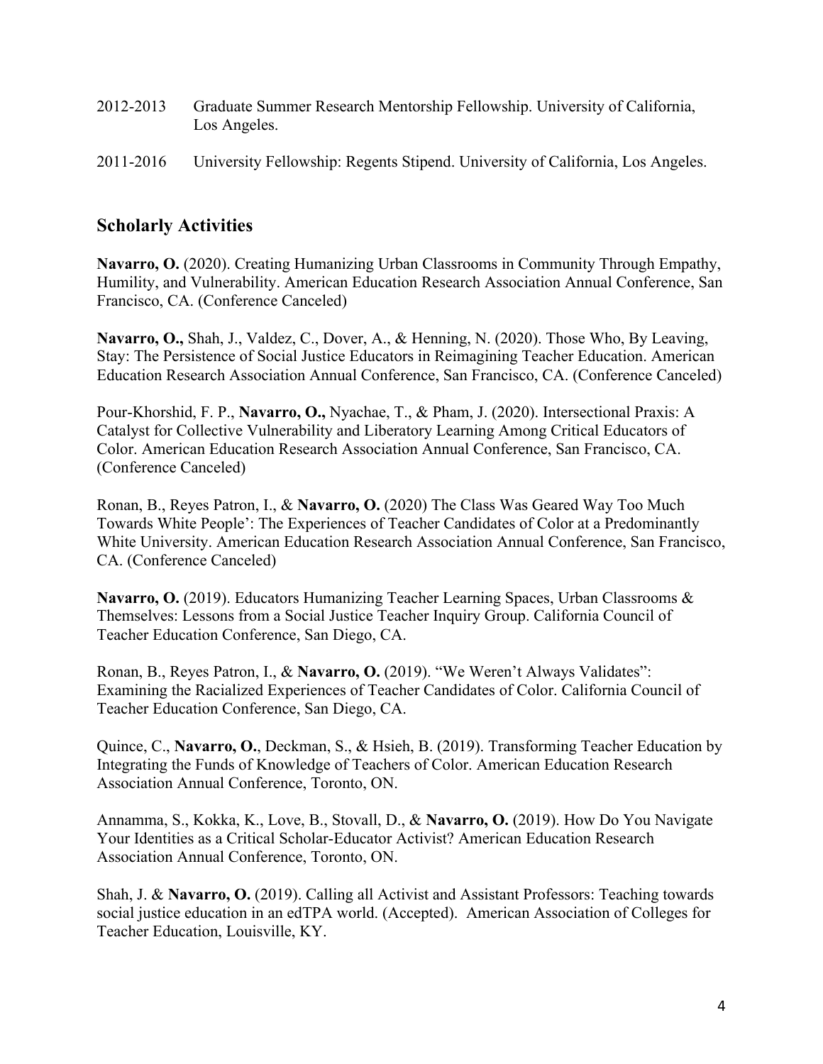2012-2013 Graduate Summer Research Mentorship Fellowship. University of California, Los Angeles.

2011-2016 University Fellowship: Regents Stipend. University of California, Los Angeles.

## Scholarly Activities

**Navarro, O.** (2020). Creating Humanizing Urban Classrooms in Community Through Empathy, Humility, and Vulnerability. American Education Research Association Annual Conference, San Francisco, CA. (Conference Canceled)

**Navarro, O.,** Shah, J., Valdez, C., Dover, A., & Henning, N. (2020). Those Who, By Leaving, Stay: The Persistence of Social Justice Educators in Reimagining Teacher Education. American Education Research Association Annual Conference, San Francisco, CA. (Conference Canceled)

Pour-Khorshid, F. P., **Navarro, O.,** Nyachae, T., & Pham, J. (2020). Intersectional Praxis: A Catalyst for Collective Vulnerability and Liberatory Learning Among Critical Educators of Color. American Education Research Association Annual Conference, San Francisco, CA. (Conference Canceled)

Ronan, B., Reyes Patron, I., & **Navarro, O.** (2020) The Class Was Geared Way Too Much Towards White People': The Experiences of Teacher Candidates of Color at a Predominantly White University. American Education Research Association Annual Conference, San Francisco, CA. (Conference Canceled)

**Navarro, O.** (2019). Educators Humanizing Teacher Learning Spaces, Urban Classrooms & Themselves: Lessons from a Social Justice Teacher Inquiry Group. California Council of Teacher Education Conference, San Diego, CA.

Ronan, B., Reyes Patron, I., & **Navarro, O.** (2019). "We Weren't Always Validates": Examining the Racialized Experiences of Teacher Candidates of Color. California Council of Teacher Education Conference, San Diego, CA.

Quince, C., **Navarro, O.**, Deckman, S., & Hsieh, B. (2019). Transforming Teacher Education by Integrating the Funds of Knowledge of Teachers of Color. American Education Research Association Annual Conference, Toronto, ON.

Annamma, S., Kokka, K., Love, B., Stovall, D., & **Navarro, O.** (2019). How Do You Navigate Your Identities as a Critical Scholar-Educator Activist? American Education Research Association Annual Conference, Toronto, ON.

Shah, J. & **Navarro, O.** (2019). Calling all Activist and Assistant Professors: Teaching towards social justice education in an edTPA world. (Accepted). American Association of Colleges for Teacher Education, Louisville, KY.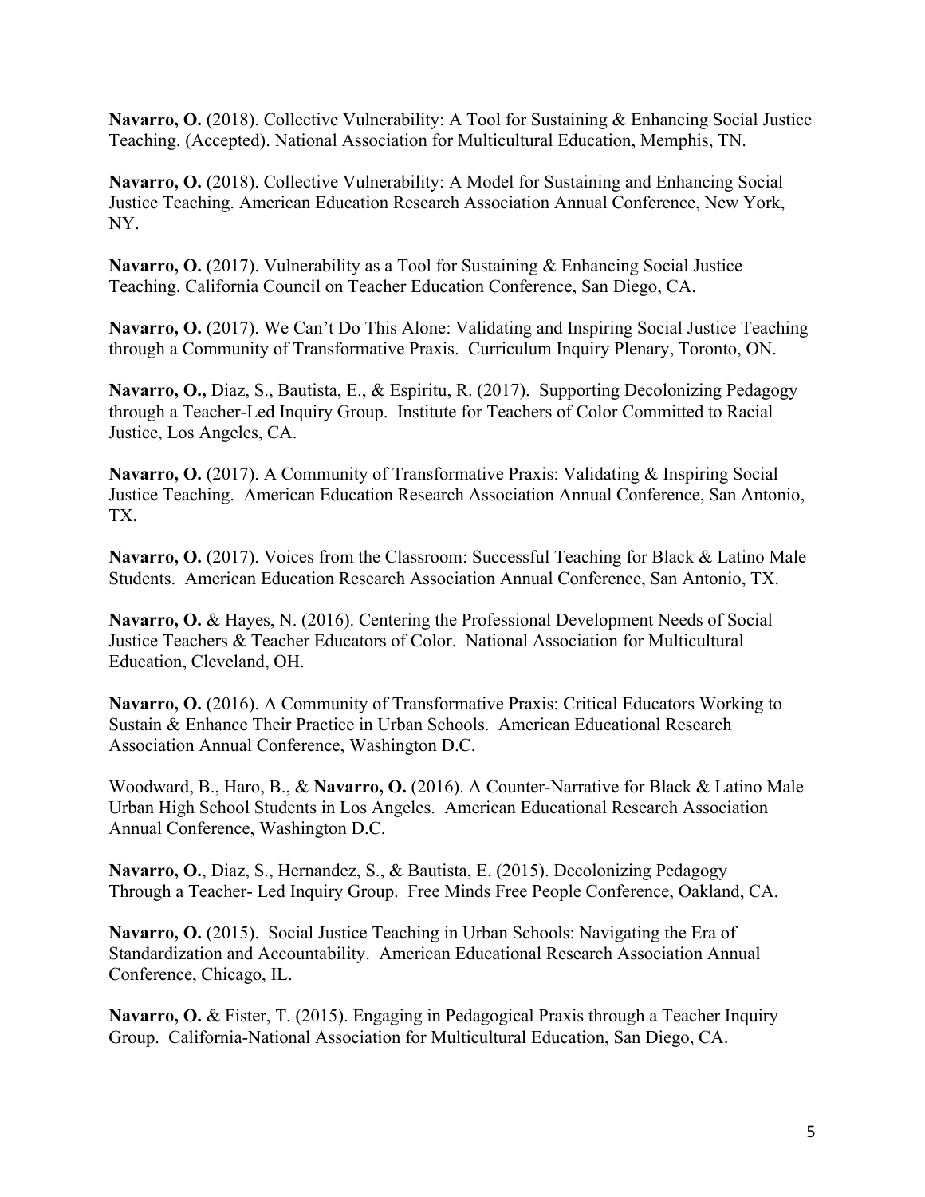**Navarro, O.** (2018). Collective Vulnerability: A Tool for Sustaining & Enhancing Social Justice Teaching. (Accepted). National Association for Multicultural Education, Memphis, TN.

**Navarro, O.** (2018). Collective Vulnerability: A Model for Sustaining and Enhancing Social Justice Teaching. American Education Research Association Annual Conference, New York, NY.

**Navarro, O.** (2017). Vulnerability as a Tool for Sustaining & Enhancing Social Justice Teaching. California Council on Teacher Education Conference, San Diego, CA.

**Navarro, O.** (2017). We Can't Do This Alone: Validating and Inspiring Social Justice Teaching through a Community of Transformative Praxis. Curriculum Inquiry Plenary, Toronto, ON.

**Navarro, O.,** Diaz, S., Bautista, E., & Espiritu, R. (2017). Supporting Decolonizing Pedagogy through a Teacher-Led Inquiry Group. Institute for Teachers of Color Committed to Racial Justice, Los Angeles, CA.

**Navarro, O.** (2017). A Community of Transformative Praxis: Validating & Inspiring Social Justice Teaching. American Education Research Association Annual Conference, San Antonio, TX.

**Navarro, O.** (2017). Voices from the Classroom: Successful Teaching for Black & Latino Male Students. American Education Research Association Annual Conference, San Antonio, TX.

**Navarro, O.** & Hayes, N. (2016). Centering the Professional Development Needs of Social Justice Teachers & Teacher Educators of Color. National Association for Multicultural Education, Cleveland, OH.

**Navarro, O.** (2016). A Community of Transformative Praxis: Critical Educators Working to Sustain & Enhance Their Practice in Urban Schools. American Educational Research Association Annual Conference, Washington D.C.

Woodward, B., Haro, B., & **Navarro, O.** (2016). A Counter-Narrative for Black & Latino Male Urban High School Students in Los Angeles. American Educational Research Association Annual Conference, Washington D.C.

**Navarro, O.**, Diaz, S., Hernandez, S., & Bautista, E. (2015). Decolonizing Pedagogy Through a Teacher- Led Inquiry Group. Free Minds Free People Conference, Oakland, CA.

**Navarro, O.** (2015). Social Justice Teaching in Urban Schools: Navigating the Era of Standardization and Accountability. American Educational Research Association Annual Conference, Chicago, IL.

**Navarro, O.** & Fister, T. (2015). Engaging in Pedagogical Praxis through a Teacher Inquiry Group. California-National Association for Multicultural Education, San Diego, CA.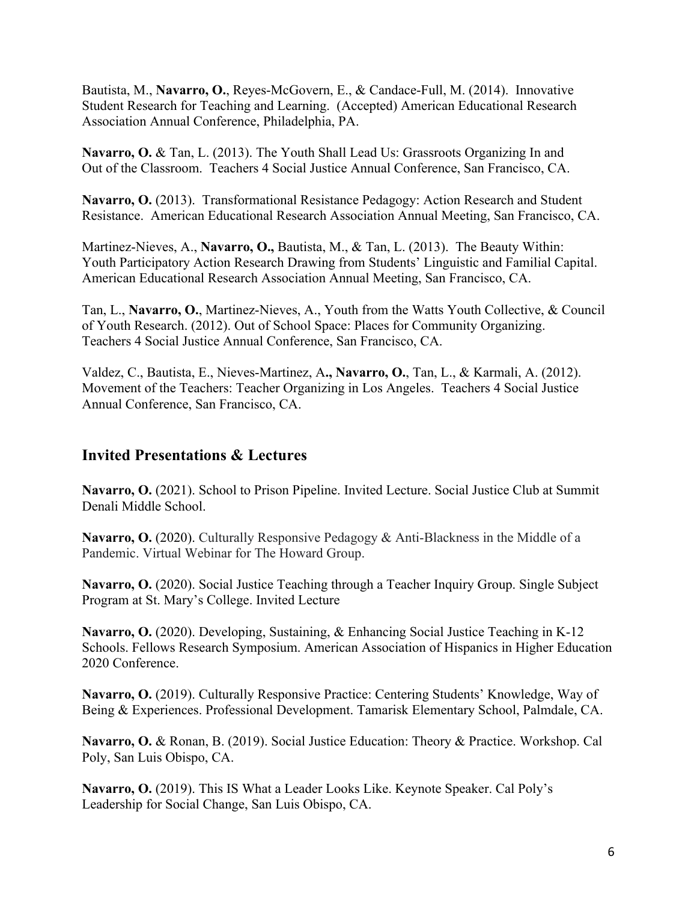Bautista, M., **Navarro, O.**, Reyes-McGovern, E., & Candace-Full, M. (2014). Innovative Student Research for Teaching and Learning. (Accepted) American Educational Research Association Annual Conference, Philadelphia, PA.

**Navarro, O.** & Tan, L. (2013). The Youth Shall Lead Us: Grassroots Organizing In and Out of the Classroom. Teachers 4 Social Justice Annual Conference, San Francisco, CA.

**Navarro, O.** (2013). Transformational Resistance Pedagogy: Action Research and Student Resistance. American Educational Research Association Annual Meeting, San Francisco, CA.

Martinez-Nieves, A., **Navarro, O.,** Bautista, M., & Tan, L. (2013). The Beauty Within: Youth Participatory Action Research Drawing from Students' Linguistic and Familial Capital. American Educational Research Association Annual Meeting, San Francisco, CA.

Tan, L., **Navarro, O.**, Martinez-Nieves, A., Youth from the Watts Youth Collective, & Council of Youth Research. (2012). Out of School Space: Places for Community Organizing. Teachers 4 Social Justice Annual Conference, San Francisco, CA.

Valdez, C., Bautista, E., Nieves-Martinez, A**., Navarro, O.**, Tan, L., & Karmali, A. (2012). Movement of the Teachers: Teacher Organizing in Los Angeles. Teachers 4 Social Justice Annual Conference, San Francisco, CA.

## Invited Presentations & Lectures

**Navarro, O.** (2021). School to Prison Pipeline. Invited Lecture. Social Justice Club at Summit Denali Middle School.

**Navarro, O.** (2020). Culturally Responsive Pedagogy & Anti-Blackness in the Middle of a Pandemic. Virtual Webinar for The Howard Group.

**Navarro, O.** (2020). Social Justice Teaching through a Teacher Inquiry Group. Single Subject Program at St. Mary's College. Invited Lecture

**Navarro, O.** (2020). Developing, Sustaining, & Enhancing Social Justice Teaching in K-12 Schools. Fellows Research Symposium. American Association of Hispanics in Higher Education 2020 Conference.

**Navarro, O.** (2019). Culturally Responsive Practice: Centering Students' Knowledge, Way of Being & Experiences. Professional Development. Tamarisk Elementary School, Palmdale, CA.

**Navarro, O.** & Ronan, B. (2019). Social Justice Education: Theory & Practice. Workshop. Cal Poly, San Luis Obispo, CA.

**Navarro, O.** (2019). This IS What a Leader Looks Like. Keynote Speaker. Cal Poly's Leadership for Social Change, San Luis Obispo, CA.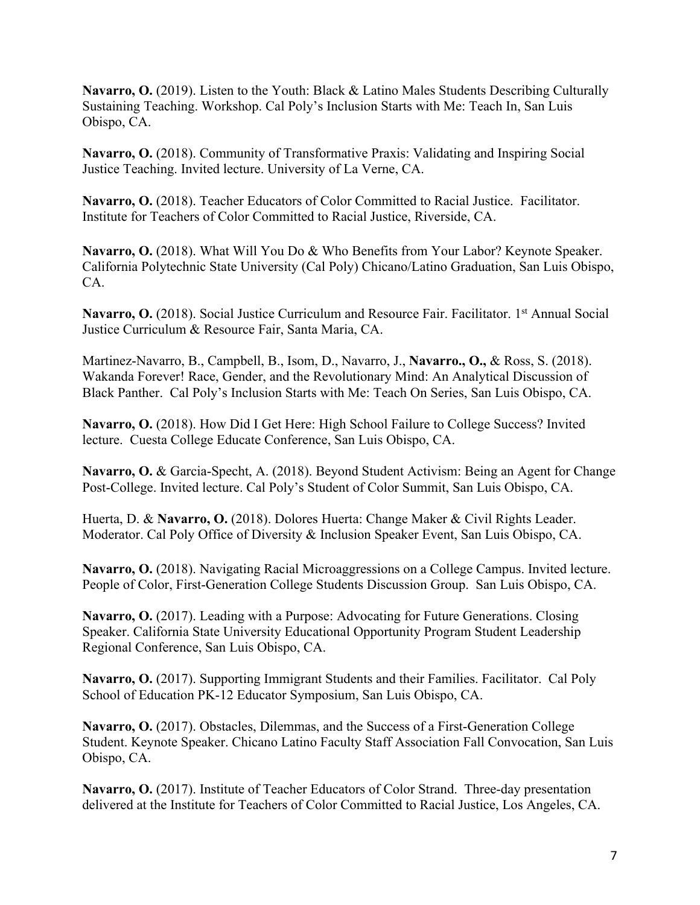**Navarro, O.** (2019). Listen to the Youth: Black & Latino Males Students Describing Culturally Sustaining Teaching. Workshop. Cal Poly's Inclusion Starts with Me: Teach In, San Luis Obispo, CA.

**Navarro, O.** (2018). Community of Transformative Praxis: Validating and Inspiring Social Justice Teaching. Invited lecture. University of La Verne, CA.

**Navarro, O.** (2018). Teacher Educators of Color Committed to Racial Justice. Facilitator. Institute for Teachers of Color Committed to Racial Justice, Riverside, CA.

**Navarro, O.** (2018). What Will You Do & Who Benefits from Your Labor? Keynote Speaker. California Polytechnic State University (Cal Poly) Chicano/Latino Graduation, San Luis Obispo, CA.

**Navarro, O.** (2018). Social Justice Curriculum and Resource Fair. Facilitator. 1st Annual Social Justice Curriculum & Resource Fair, Santa Maria, CA.

Martinez-Navarro, B., Campbell, B., Isom, D., Navarro, J., **Navarro., O.,** & Ross, S. (2018). Wakanda Forever! Race, Gender, and the Revolutionary Mind: An Analytical Discussion of Black Panther. Cal Poly's Inclusion Starts with Me: Teach On Series, San Luis Obispo, CA.

**Navarro, O.** (2018). How Did I Get Here: High School Failure to College Success? Invited lecture. Cuesta College Educate Conference, San Luis Obispo, CA.

**Navarro, O.** & Garcia-Specht, A. (2018). Beyond Student Activism: Being an Agent for Change Post-College. Invited lecture. Cal Poly's Student of Color Summit, San Luis Obispo, CA.

Huerta, D. & **Navarro, O.** (2018). Dolores Huerta: Change Maker & Civil Rights Leader. Moderator. Cal Poly Office of Diversity & Inclusion Speaker Event, San Luis Obispo, CA.

**Navarro, O.** (2018). Navigating Racial Microaggressions on a College Campus. Invited lecture. People of Color, First-Generation College Students Discussion Group. San Luis Obispo, CA.

**Navarro, O.** (2017). Leading with a Purpose: Advocating for Future Generations. Closing Speaker. California State University Educational Opportunity Program Student Leadership Regional Conference, San Luis Obispo, CA.

**Navarro, O.** (2017). Supporting Immigrant Students and their Families. Facilitator. Cal Poly School of Education PK-12 Educator Symposium, San Luis Obispo, CA.

**Navarro, O.** (2017). Obstacles, Dilemmas, and the Success of a First-Generation College Student. Keynote Speaker. Chicano Latino Faculty Staff Association Fall Convocation, San Luis Obispo, CA.

**Navarro, O.** (2017). Institute of Teacher Educators of Color Strand. Three-day presentation delivered at the Institute for Teachers of Color Committed to Racial Justice, Los Angeles, CA.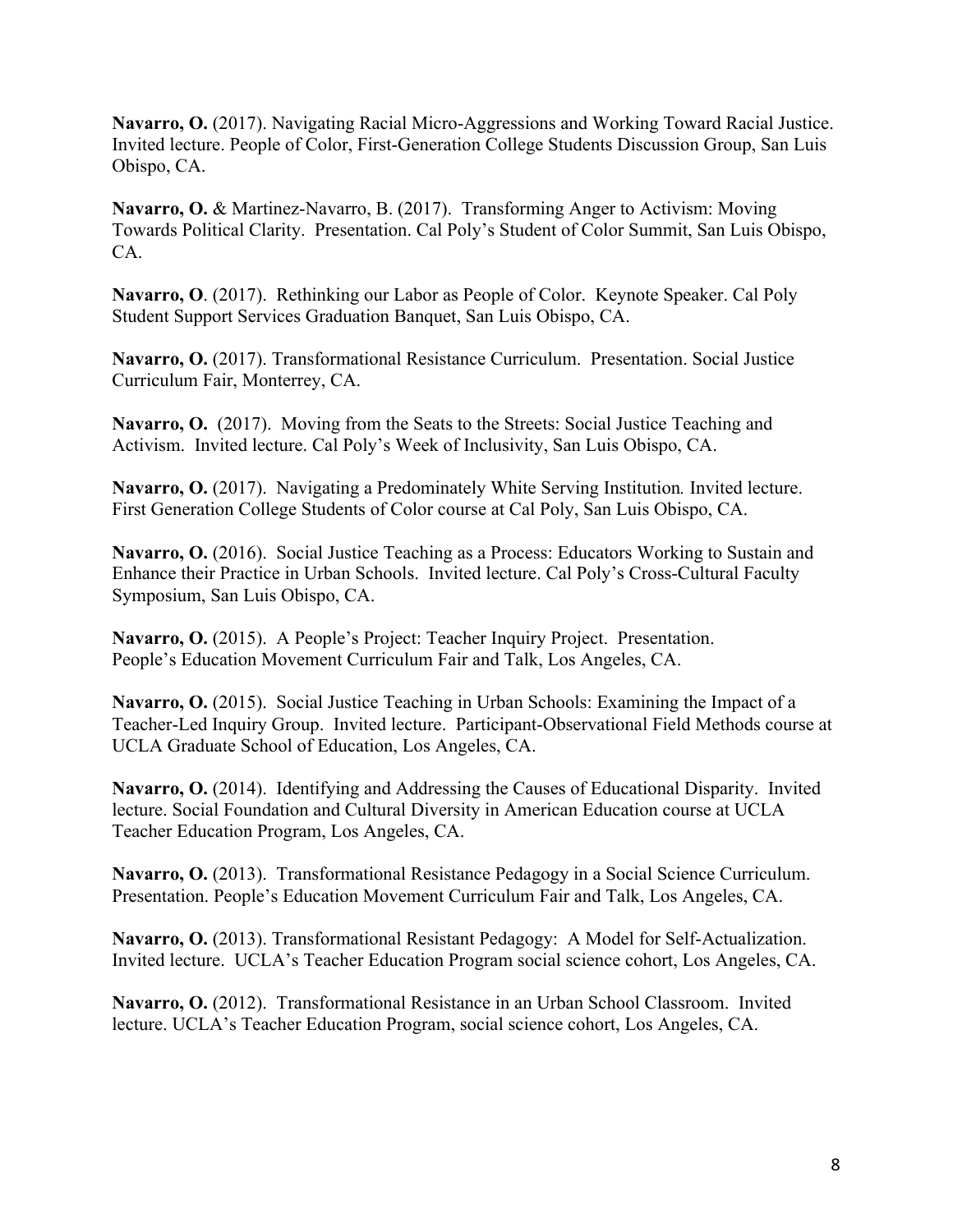**Navarro, O.** (2017). Navigating Racial Micro-Aggressions and Working Toward Racial Justice. Invited lecture. People of Color, First-Generation College Students Discussion Group, San Luis Obispo, CA.

**Navarro, O.** & Martinez-Navarro, B. (2017). Transforming Anger to Activism: Moving Towards Political Clarity. Presentation. Cal Poly's Student of Color Summit, San Luis Obispo, CA.

**Navarro, O**. (2017). Rethinking our Labor as People of Color. Keynote Speaker. Cal Poly Student Support Services Graduation Banquet, San Luis Obispo, CA.

**Navarro, O.** (2017). Transformational Resistance Curriculum. Presentation. Social Justice Curriculum Fair, Monterrey, CA.

**Navarro, O.** (2017). Moving from the Seats to the Streets: Social Justice Teaching and Activism. Invited lecture. Cal Poly's Week of Inclusivity, San Luis Obispo, CA.

**Navarro, O.** (2017). Navigating a Predominately White Serving Institution*.* Invited lecture. First Generation College Students of Color course at Cal Poly, San Luis Obispo, CA.

**Navarro, O.** (2016). Social Justice Teaching as a Process: Educators Working to Sustain and Enhance their Practice in Urban Schools. Invited lecture. Cal Poly's Cross-Cultural Faculty Symposium, San Luis Obispo, CA.

**Navarro, O.** (2015). A People's Project: Teacher Inquiry Project. Presentation. People's Education Movement Curriculum Fair and Talk, Los Angeles, CA.

**Navarro, O.** (2015). Social Justice Teaching in Urban Schools: Examining the Impact of a Teacher-Led Inquiry Group. Invited lecture. Participant-Observational Field Methods course at UCLA Graduate School of Education, Los Angeles, CA.

**Navarro, O.** (2014). Identifying and Addressing the Causes of Educational Disparity. Invited lecture. Social Foundation and Cultural Diversity in American Education course at UCLA Teacher Education Program, Los Angeles, CA.

**Navarro, O.** (2013). Transformational Resistance Pedagogy in a Social Science Curriculum. Presentation. People's Education Movement Curriculum Fair and Talk, Los Angeles, CA.

**Navarro, O.** (2013). Transformational Resistant Pedagogy: A Model for Self-Actualization. Invited lecture. UCLA's Teacher Education Program social science cohort, Los Angeles, CA.

**Navarro, O.** (2012). Transformational Resistance in an Urban School Classroom. Invited lecture. UCLA's Teacher Education Program, social science cohort, Los Angeles, CA.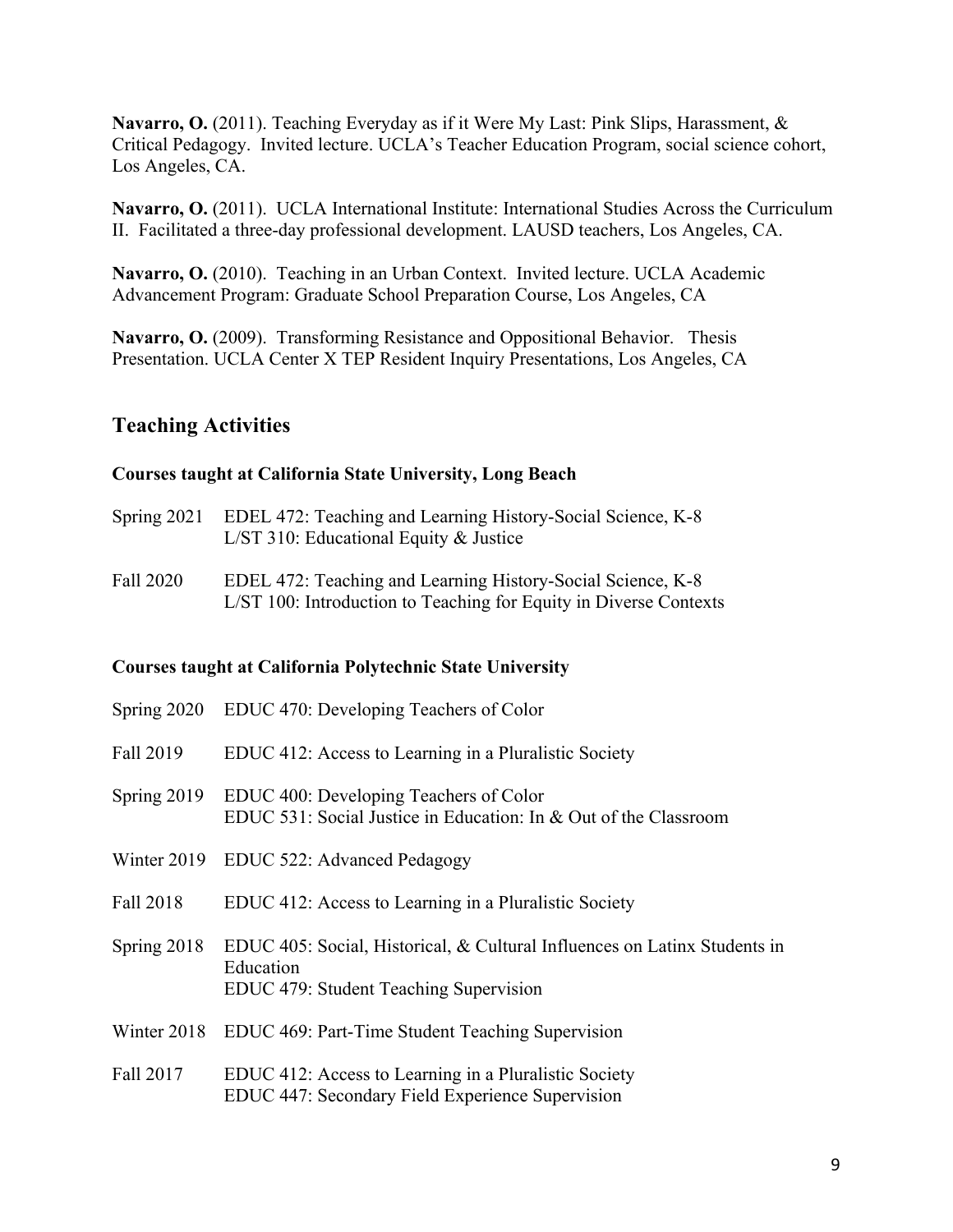**Navarro, O.** (2011). Teaching Everyday as if it Were My Last: Pink Slips, Harassment, & Critical Pedagogy. Invited lecture. UCLA's Teacher Education Program, social science cohort, Los Angeles, CA.

**Navarro, O.** (2011). UCLA International Institute: International Studies Across the Curriculum II. Facilitated a three-day professional development. LAUSD teachers, Los Angeles, CA.

**Navarro, O.** (2010). Teaching in an Urban Context. Invited lecture. UCLA Academic Advancement Program: Graduate School Preparation Course, Los Angeles, CA

**Navarro, O.** (2009). Transforming Resistance and Oppositional Behavior. Thesis Presentation. UCLA Center X TEP Resident Inquiry Presentations, Los Angeles, CA

## Teaching Activities

### Courses taught at California State University, Long Beach

| | |
|---|---|
| Spring 2021 | EDEL 472: Teaching and Learning History-Social Science, K-8<br>L/ST 310: Educational Equity & Justice |
| Fall 2020 | EDEL 472: Teaching and Learning History-Social Science, K-8<br>L/ST 100: Introduction to Teaching for Equity in Diverse Contexts |

### Courses taught at California Polytechnic State University

| | |
|---|---|
| Spring 2020 | EDUC 470: Developing Teachers of Color |
| Fall 2019 | EDUC 412: Access to Learning in a Pluralistic Society |
| Spring 2019 | EDUC 400: Developing Teachers of Color<br>EDUC 531: Social Justice in Education: In & Out of the Classroom |
| Winter 2019 | EDUC 522: Advanced Pedagogy |
| Fall 2018 | EDUC 412: Access to Learning in a Pluralistic Society |
| Spring 2018 | EDUC 405: Social, Historical, & Cultural Influences on Latinx Students in Education<br>EDUC 479: Student Teaching Supervision |
| Winter 2018 | EDUC 469: Part-Time Student Teaching Supervision |
| Fall 2017 | EDUC 412: Access to Learning in a Pluralistic Society<br>EDUC 447: Secondary Field Experience Supervision |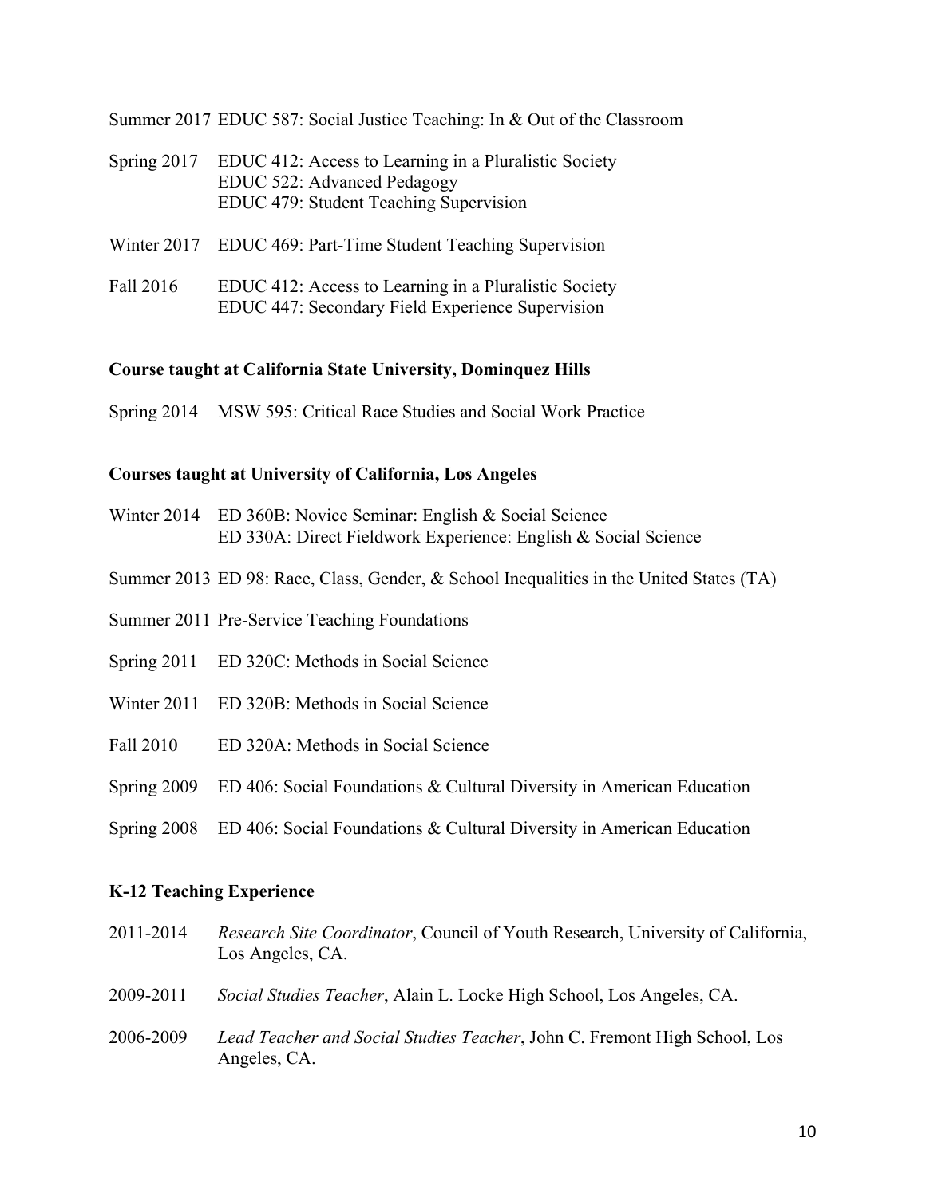Summer 2017 EDUC 587: Social Justice Teaching: In & Out of the Classroom

Spring 2017 EDUC 412: Access to Learning in a Pluralistic Society
EDUC 522: Advanced Pedagogy
EDUC 479: Student Teaching Supervision

Winter 2017 EDUC 469: Part-Time Student Teaching Supervision

Fall 2016 EDUC 412: Access to Learning in a Pluralistic Society
EDUC 447: Secondary Field Experience Supervision

**Course taught at California State University, Dominquez Hills**

Spring 2014 MSW 595: Critical Race Studies and Social Work Practice

**Courses taught at University of California, Los Angeles**

Winter 2014 ED 360B: Novice Seminar: English & Social Science
ED 330A: Direct Fieldwork Experience: English & Social Science

Summer 2013 ED 98: Race, Class, Gender, & School Inequalities in the United States (TA)

Summer 2011 Pre-Service Teaching Foundations

Spring 2011 ED 320C: Methods in Social Science

Winter 2011 ED 320B: Methods in Social Science

Fall 2010 ED 320A: Methods in Social Science

Spring 2009 ED 406: Social Foundations & Cultural Diversity in American Education

Spring 2008 ED 406: Social Foundations & Cultural Diversity in American Education

**K-12 Teaching Experience**

2011-2014 *Research Site Coordinator*, Council of Youth Research, University of California, Los Angeles, CA.

2009-2011 *Social Studies Teacher*, Alain L. Locke High School, Los Angeles, CA.

2006-2009 *Lead Teacher and Social Studies Teacher*, John C. Fremont High School, Los Angeles, CA.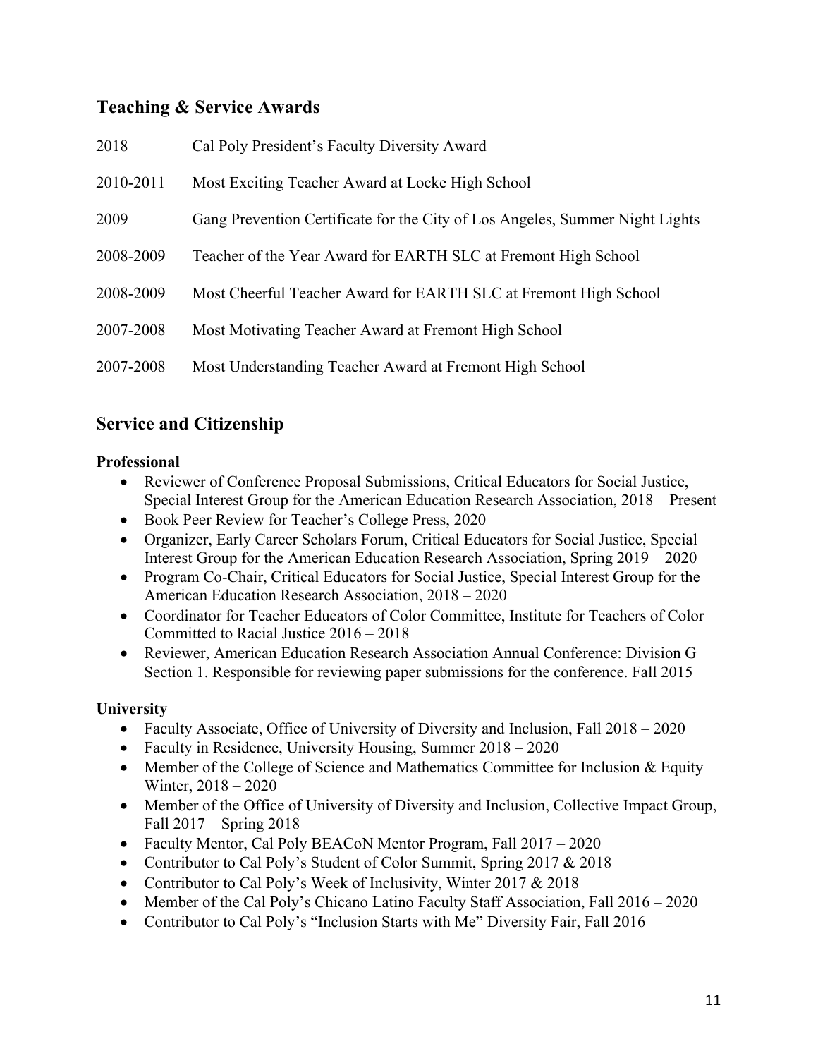## Teaching & Service Awards

| | |
|---|---|
| 2018 | Cal Poly President's Faculty Diversity Award |
| 2010-2011 | Most Exciting Teacher Award at Locke High School |
| 2009 | Gang Prevention Certificate for the City of Los Angeles, Summer Night Lights |
| 2008-2009 | Teacher of the Year Award for EARTH SLC at Fremont High School |
| 2008-2009 | Most Cheerful Teacher Award for EARTH SLC at Fremont High School |
| 2007-2008 | Most Motivating Teacher Award at Fremont High School |
| 2007-2008 | Most Understanding Teacher Award at Fremont High School |

## Service and Citizenship

**Professional**

- Reviewer of Conference Proposal Submissions, Critical Educators for Social Justice, Special Interest Group for the American Education Research Association, 2018 – Present
- Book Peer Review for Teacher's College Press, 2020
- Organizer, Early Career Scholars Forum, Critical Educators for Social Justice, Special Interest Group for the American Education Research Association, Spring 2019 – 2020
- Program Co-Chair, Critical Educators for Social Justice, Special Interest Group for the American Education Research Association, 2018 – 2020
- Coordinator for Teacher Educators of Color Committee, Institute for Teachers of Color Committed to Racial Justice 2016 – 2018
- Reviewer, American Education Research Association Annual Conference: Division G Section 1. Responsible for reviewing paper submissions for the conference. Fall 2015

**University**

- Faculty Associate, Office of University of Diversity and Inclusion, Fall 2018 – 2020
- Faculty in Residence, University Housing, Summer 2018 – 2020
- Member of the College of Science and Mathematics Committee for Inclusion & Equity Winter, 2018 – 2020
- Member of the Office of University of Diversity and Inclusion, Collective Impact Group, Fall 2017 – Spring 2018
- Faculty Mentor, Cal Poly BEACoN Mentor Program, Fall 2017 – 2020
- Contributor to Cal Poly's Student of Color Summit, Spring 2017 & 2018
- Contributor to Cal Poly's Week of Inclusivity, Winter 2017 & 2018
- Member of the Cal Poly's Chicano Latino Faculty Staff Association, Fall 2016 – 2020
- Contributor to Cal Poly's "Inclusion Starts with Me" Diversity Fair, Fall 2016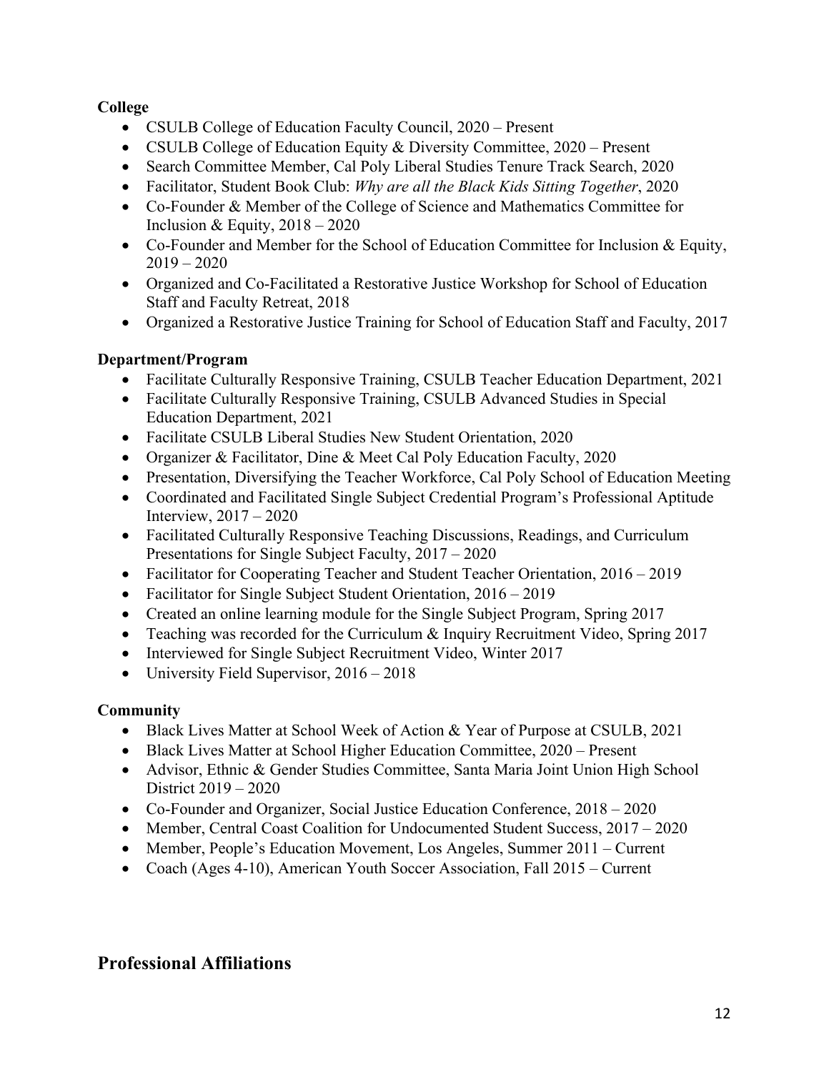**College**

- CSULB College of Education Faculty Council, 2020 – Present
- CSULB College of Education Equity & Diversity Committee, 2020 – Present
- Search Committee Member, Cal Poly Liberal Studies Tenure Track Search, 2020
- Facilitator, Student Book Club: *Why are all the Black Kids Sitting Together*, 2020
- Co-Founder & Member of the College of Science and Mathematics Committee for Inclusion & Equity, 2018 – 2020
- Co-Founder and Member for the School of Education Committee for Inclusion & Equity, 2019 – 2020
- Organized and Co-Facilitated a Restorative Justice Workshop for School of Education Staff and Faculty Retreat, 2018
- Organized a Restorative Justice Training for School of Education Staff and Faculty, 2017

**Department/Program**

- Facilitate Culturally Responsive Training, CSULB Teacher Education Department, 2021
- Facilitate Culturally Responsive Training, CSULB Advanced Studies in Special Education Department, 2021
- Facilitate CSULB Liberal Studies New Student Orientation, 2020
- Organizer & Facilitator, Dine & Meet Cal Poly Education Faculty, 2020
- Presentation, Diversifying the Teacher Workforce, Cal Poly School of Education Meeting
- Coordinated and Facilitated Single Subject Credential Program's Professional Aptitude Interview, 2017 – 2020
- Facilitated Culturally Responsive Teaching Discussions, Readings, and Curriculum Presentations for Single Subject Faculty, 2017 – 2020
- Facilitator for Cooperating Teacher and Student Teacher Orientation, 2016 – 2019
- Facilitator for Single Subject Student Orientation, 2016 – 2019
- Created an online learning module for the Single Subject Program, Spring 2017
- Teaching was recorded for the Curriculum & Inquiry Recruitment Video, Spring 2017
- Interviewed for Single Subject Recruitment Video, Winter 2017
- University Field Supervisor, 2016 – 2018

**Community**

- Black Lives Matter at School Week of Action & Year of Purpose at CSULB, 2021
- Black Lives Matter at School Higher Education Committee, 2020 – Present
- Advisor, Ethnic & Gender Studies Committee, Santa Maria Joint Union High School District 2019 – 2020
- Co-Founder and Organizer, Social Justice Education Conference, 2018 – 2020
- Member, Central Coast Coalition for Undocumented Student Success, 2017 – 2020
- Member, People's Education Movement, Los Angeles, Summer 2011 – Current
- Coach (Ages 4-10), American Youth Soccer Association, Fall 2015 – Current

## Professional Affiliations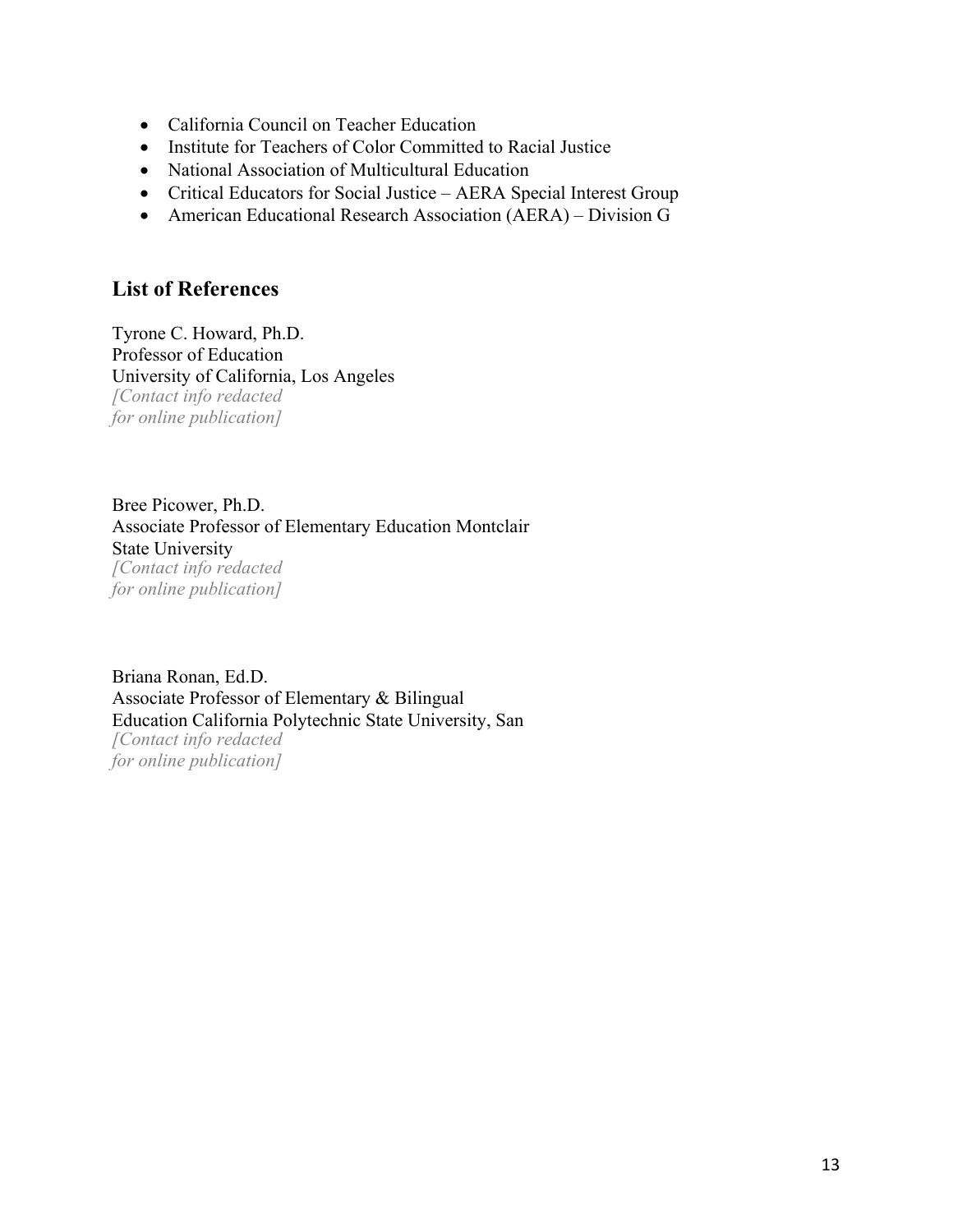- California Council on Teacher Education
- Institute for Teachers of Color Committed to Racial Justice
- National Association of Multicultural Education
- Critical Educators for Social Justice – AERA Special Interest Group
- American Educational Research Association (AERA) – Division G

## List of References

Tyrone C. Howard, Ph.D.
Professor of Education
University of California, Los Angeles
*[Contact info redacted for online publication]*

Bree Picower, Ph.D.
Associate Professor of Elementary Education Montclair State University
*[Contact info redacted for online publication]*

Briana Ronan, Ed.D.
Associate Professor of Elementary & Bilingual Education California Polytechnic State University, San
*[Contact info redacted for online publication]*